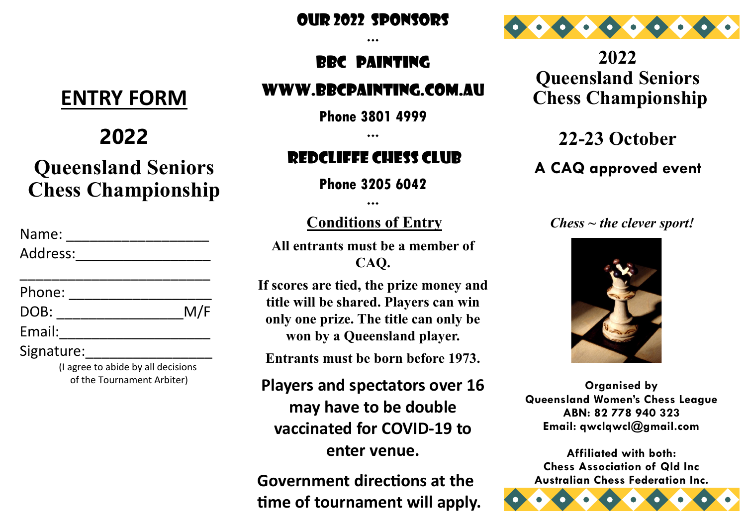# ENTRY FORM

## 2022

## Queensland Seniors Chess Championship

Name: ___________________

Address:_________________

_________________________

Phone: __________________

DOB: _________________M/F

Email:___________________

Signature:_______________

(I agree to abide by all decisions of the Tournament Arbiter)

## OUR 2022 SPONSORS

…

**BBC PAINTING**

**WWW.BBCPAINTING.COM.AU**

**Phone 3801 4999**

…

**REDCLIFFE CHESS CLUB**

**Phone 3205 6042**

…

**Conditions of Entry**

**All entrants must be a member of CAQ.**

**If scores are tied, the prize money and title will be shared. Players can win only one prize. The title can only be won by a Queensland player.**

**Entrants must be born before 1973.**

**Players and spectators over 16 may have to be double vaccinated for COVID-19 to enter venue.**

**Government directions at the time of tournament will apply.**

# 2022 Queensland Seniors Chess Championship

## 22-23 October

**A CAQ approved event**

*Chess ~ the clever sport!*

**Organised by**
**Queensland Women's Chess League**
**ABN: 82 778 940 323**
**Email: qwclqwcl@gmail.com**

**Affiliated with both:**
**Chess Association of Qld Inc**
**Australian Chess Federation Inc.**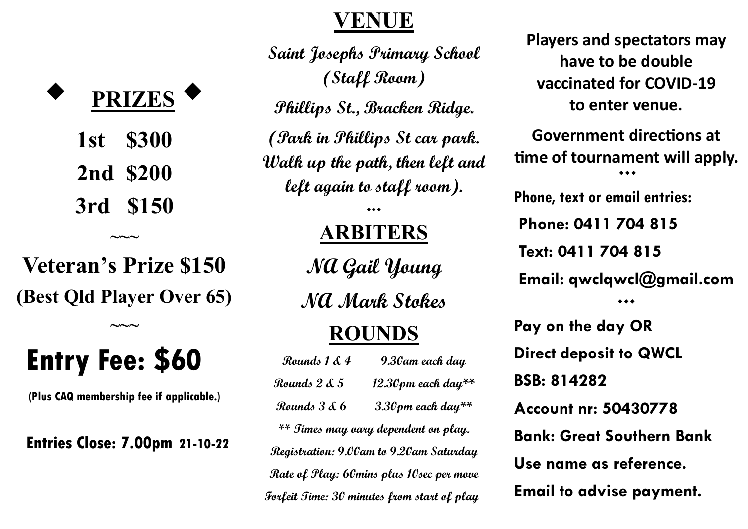## ◆ PRIZES ◆

**1st $300**

**2nd $200**

**3rd $150**

~~~

**Veteran's Prize $150**

**(Best Qld Player Over 65)**

~~~

# Entry Fee: $60

**(Plus CAQ membership fee if applicable.)**

**Entries Close: 7.00pm 21-10-22**

## VENUE

***Saint Josephs Primary School (Staff Room)***

***Phillips St., Bracken Ridge.***

***(Park in Phillips St car park. Walk up the path, then left and left again to staff room).***

...

## ARBITERS

***NA Gail Young***

***NA Mark Stokes***

## ROUNDS

| | |
|---|---|
| *Rounds 1 & 4* | *9.30am each day* |
| *Rounds 2 & 5* | *12.30pm each day*** |
| *Rounds 3 & 6* | *3.30pm each day*** |

*** Times may vary dependent on play.*

*Registration: 9.00am to 9.20am Saturday*

*Rate of Play: 60mins plus 10sec per move*

*Forfeit Time: 30 minutes from start of play*

**Players and spectators may have to be double vaccinated for COVID-19 to enter venue.**

**Government directions at time of tournament will apply.**

...

**Phone, text or email entries:**

**Phone: 0411 704 815**

**Text: 0411 704 815**

**Email: qwclqwcl@gmail.com**

...

**Pay on the day OR**

**Direct deposit to QWCL**

**BSB: 814282**

**Account nr: 50430778**

**Bank: Great Southern Bank**

**Use name as reference.**

**Email to advise payment.**